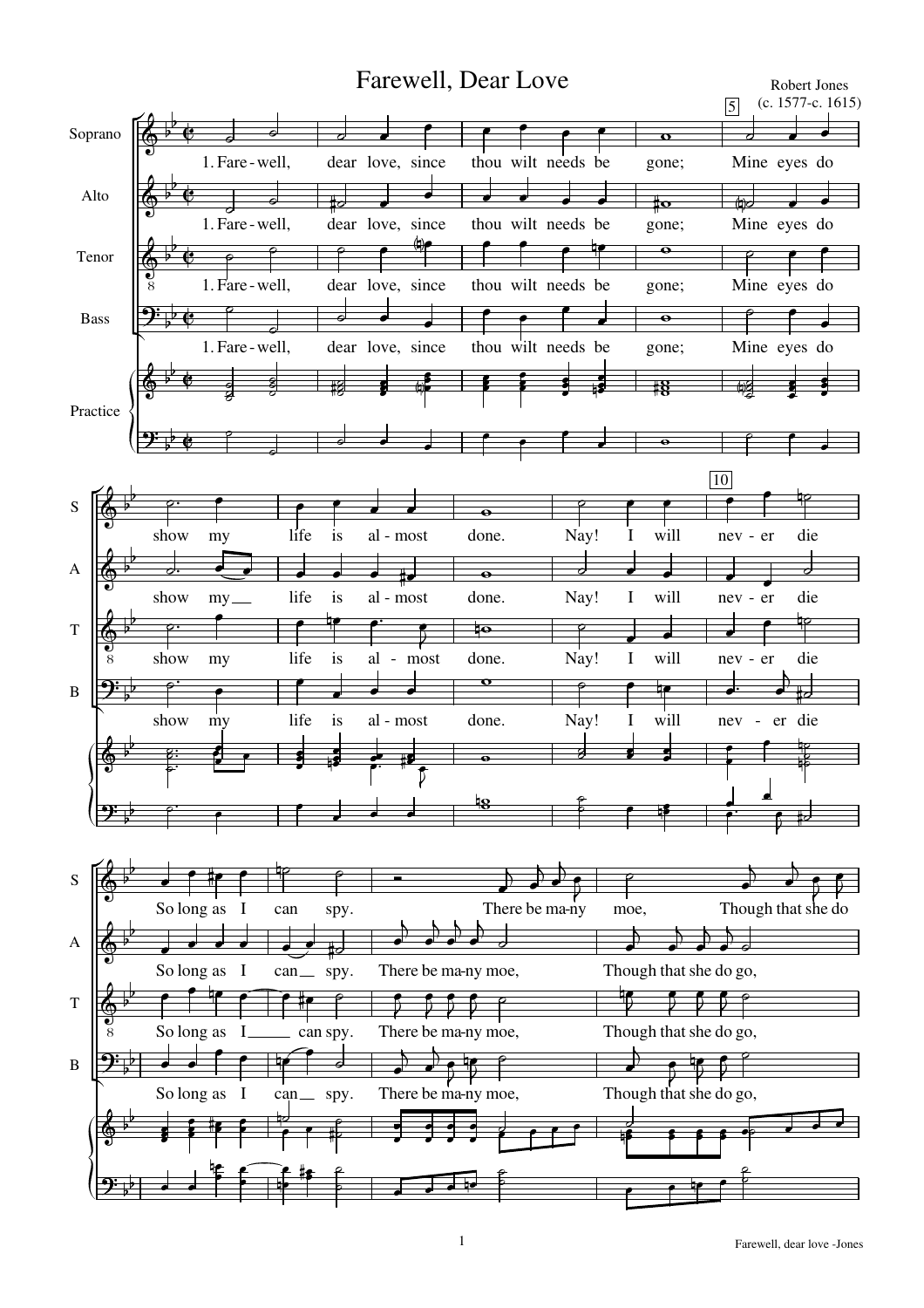# Farewell, Dear Love

Robert Jones
(c. 1577-c. 1615)

Soprano, Alto, Tenor, Bass, Practice

1. Fare-well, dear love, since thou wilt needs be gone; Mine eyes do show my life is al-most done. Nay! I will nev-er die So long as I can spy. There be ma-ny moe, Though that she do go,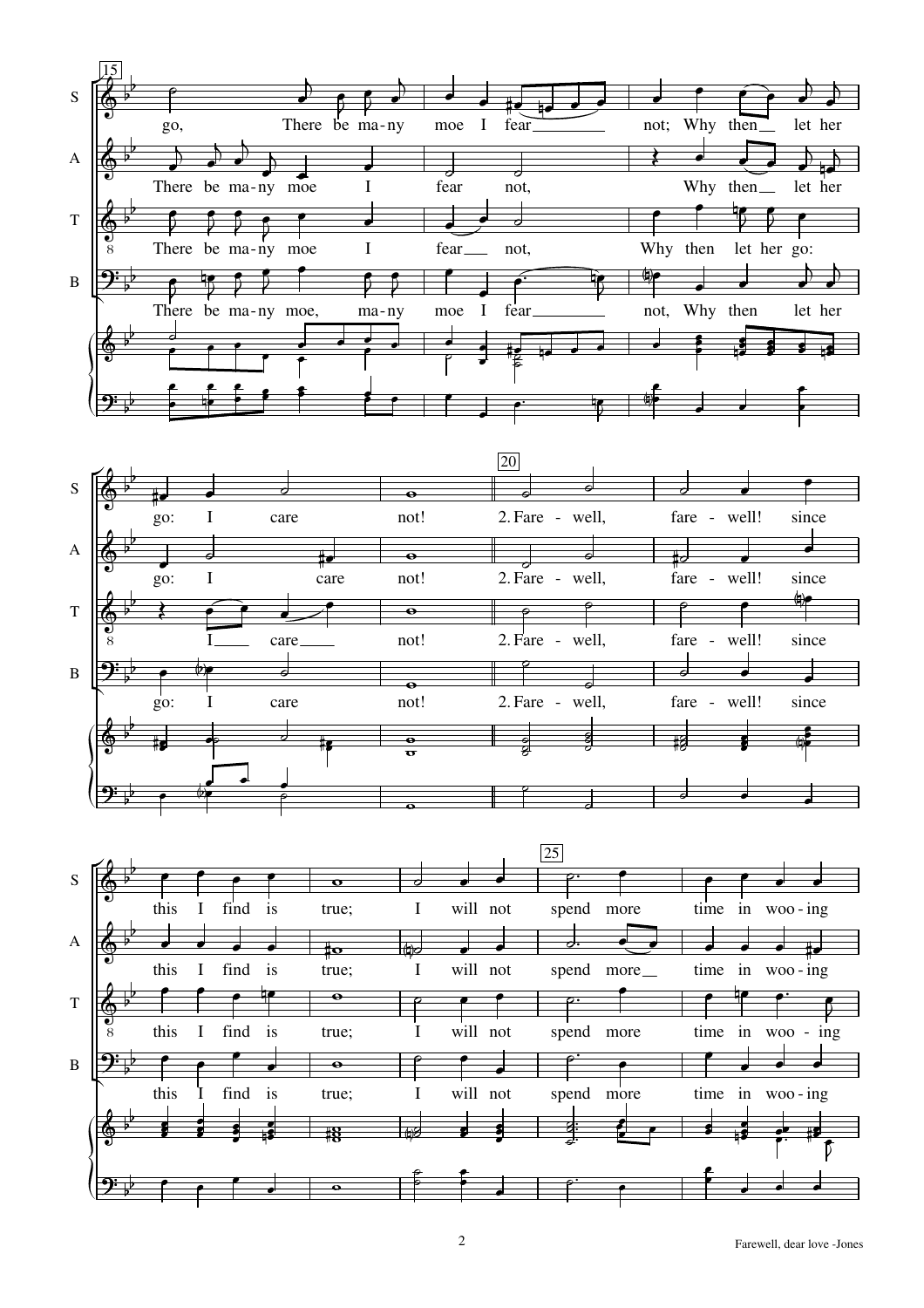15

S: go, There be ma-ny moe I fear not; Why then let her go: I care not!

A: There be ma-ny moe I fear not, Why then let her go: I care not!

T: There be ma-ny moe I fear not, Why then let her go: I care not!

B: There be ma-ny moe, ma-ny moe I fear not, Why then let her go: I care not!

20

S: 2. Fare - well, fare - well! since this I find is true; I will not

A: 2. Fare - well, fare - well! since this I find is true; I will not

T: 2. Fare - well, fare - well! since this I find is true; I will not

B: 2. Fare - well, fare - well! since this I find is true; I will not

25

S: spend more time in woo - ing

A: spend more time in woo - ing

T: spend more time in woo - ing

B: spend more time in woo - ing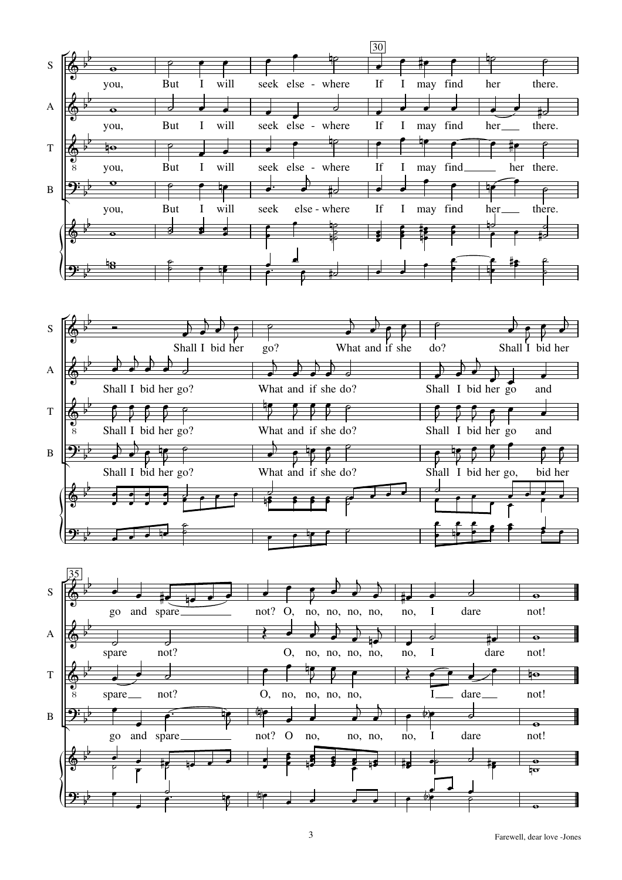**S:** you, But I will seek else - where If I may find her there. Shall I bid her go? What and if she do? Shall I bid her go and spare not? O, no, no, no, no, no, I dare not!

**A:** you, But I will seek else - where If I may find her there. Shall I bid her go? What and if she do? Shall I bid her go and spare not? O, no, no, no, no, no, I dare not!

**T:** you, But I will seek else - where If I may find her there. Shall I bid her go? What and if she do? Shall I bid her go and spare not? O, no, no, no, no, I dare not!

**B:** you, But I will seek else - where If I may find her there. Shall I bid her go? What and if she do? Shall I bid her go, bid her go and spare not? O no, no, no, no, I dare not!